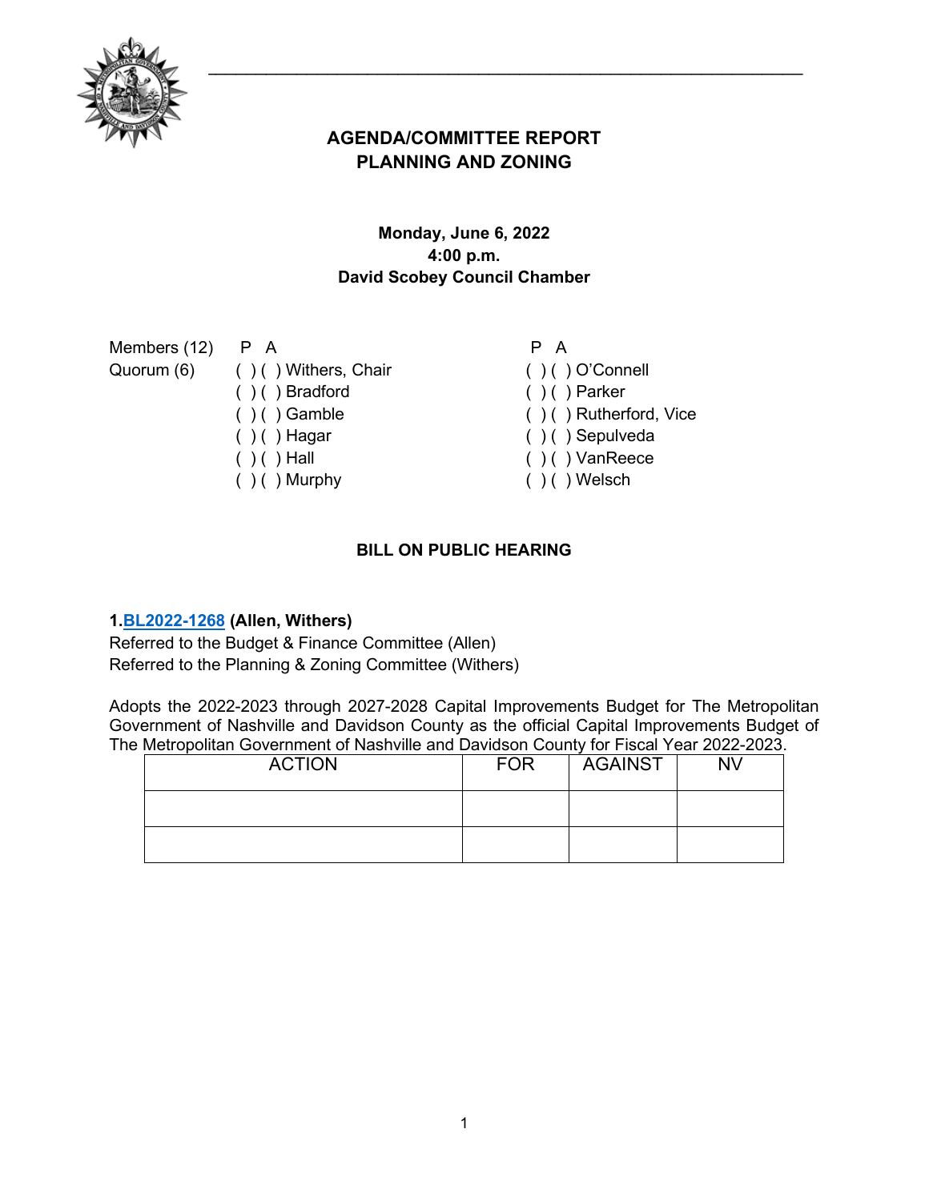## AGENDA/COMMITTEE REPORT
## PLANNING AND ZONING

**Monday, June 6, 2022**
**4:00 p.m.**
**David Scobey Council Chamber**

| Members (12) | P A | | P A |
|---|---|---|---|
| Quorum (6) | ( ) ( ) Withers, Chair | | ( ) ( ) O'Connell |
| | ( ) ( ) Bradford | | ( ) ( ) Parker |
| | ( ) ( ) Gamble | | ( ) ( ) Rutherford, Vice |
| | ( ) ( ) Hagar | | ( ) ( ) Sepulveda |
| | ( ) ( ) Hall | | ( ) ( ) VanReece |
| | ( ) ( ) Murphy | | ( ) ( ) Welsch |

### BILL ON PUBLIC HEARING

**1.BL2022-1268 (Allen, Withers)**
Referred to the Budget & Finance Committee (Allen)
Referred to the Planning & Zoning Committee (Withers)

Adopts the 2022-2023 through 2027-2028 Capital Improvements Budget for The Metropolitan Government of Nashville and Davidson County as the official Capital Improvements Budget of The Metropolitan Government of Nashville and Davidson County for Fiscal Year 2022-2023.

| ACTION | FOR | AGAINST | NV |
|---|---|---|---|
| | | | |
| | | | |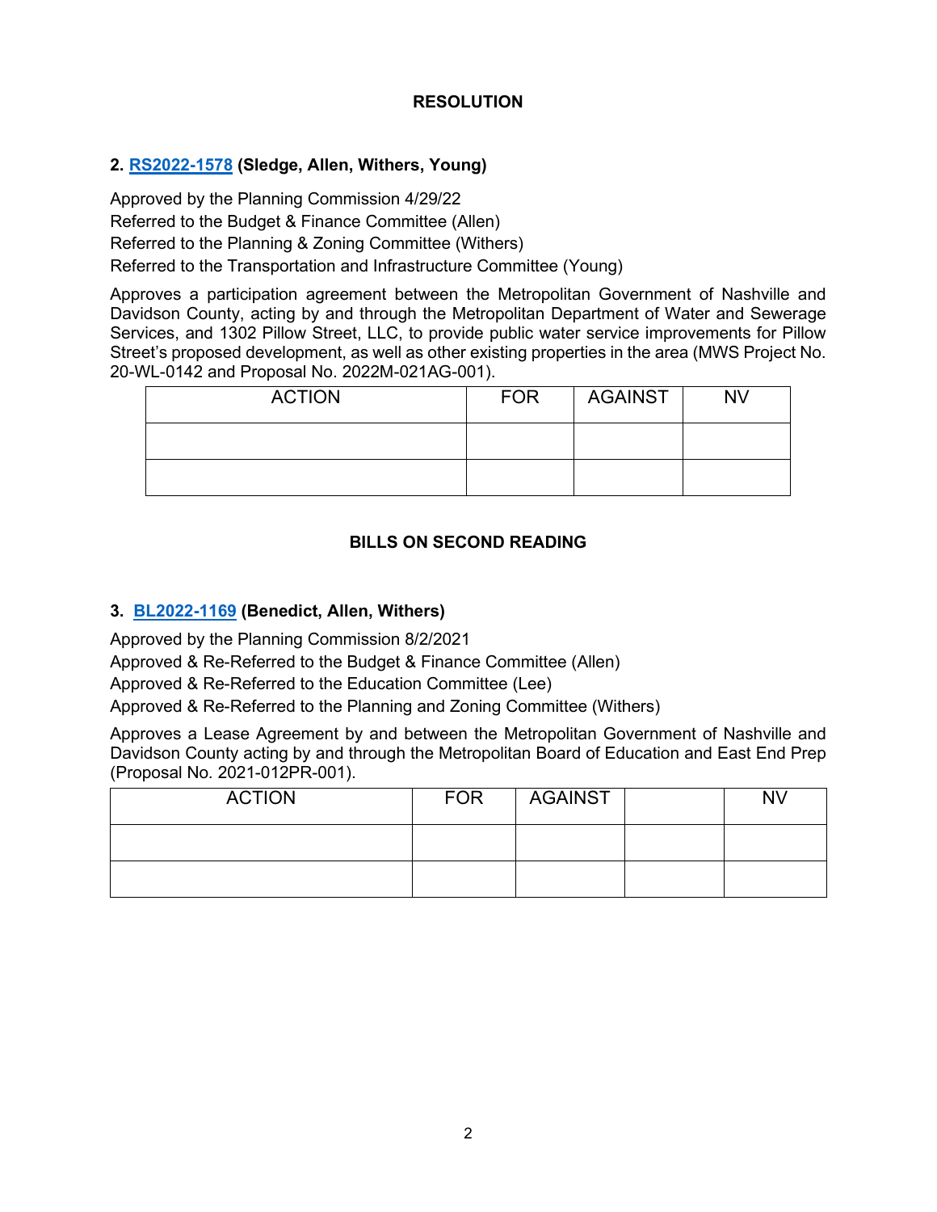## RESOLUTION

**2. RS2022-1578 (Sledge, Allen, Withers, Young)**

Approved by the Planning Commission 4/29/22
Referred to the Budget & Finance Committee (Allen)
Referred to the Planning & Zoning Committee (Withers)
Referred to the Transportation and Infrastructure Committee (Young)

Approves a participation agreement between the Metropolitan Government of Nashville and Davidson County, acting by and through the Metropolitan Department of Water and Sewerage Services, and 1302 Pillow Street, LLC, to provide public water service improvements for Pillow Street's proposed development, as well as other existing properties in the area (MWS Project No. 20-WL-0142 and Proposal No. 2022M-021AG-001).

| ACTION | FOR | AGAINST | NV |
|---|---|---|---|
| | | | |
| | | | |

## BILLS ON SECOND READING

**3. BL2022-1169 (Benedict, Allen, Withers)**

Approved by the Planning Commission 8/2/2021
Approved & Re-Referred to the Budget & Finance Committee (Allen)
Approved & Re-Referred to the Education Committee (Lee)
Approved & Re-Referred to the Planning and Zoning Committee (Withers)

Approves a Lease Agreement by and between the Metropolitan Government of Nashville and Davidson County acting by and through the Metropolitan Board of Education and East End Prep (Proposal No. 2021-012PR-001).

| ACTION | FOR | AGAINST | | NV |
|---|---|---|---|---|
| | | | | |
| | | | | |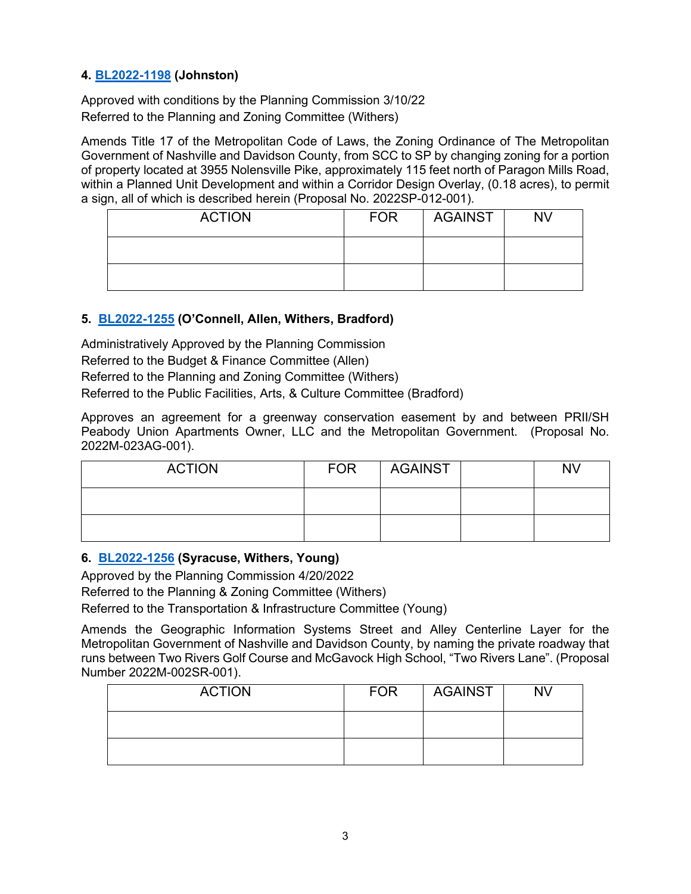**4. BL2022-1198 (Johnston)**

Approved with conditions by the Planning Commission 3/10/22
Referred to the Planning and Zoning Committee (Withers)

Amends Title 17 of the Metropolitan Code of Laws, the Zoning Ordinance of The Metropolitan Government of Nashville and Davidson County, from SCC to SP by changing zoning for a portion of property located at 3955 Nolensville Pike, approximately 115 feet north of Paragon Mills Road, within a Planned Unit Development and within a Corridor Design Overlay, (0.18 acres), to permit a sign, all of which is described herein (Proposal No. 2022SP-012-001).

| ACTION | FOR | AGAINST | NV |
|---|---|---|---|
| | | | |
| | | | |

**5. BL2022-1255 (O'Connell, Allen, Withers, Bradford)**

Administratively Approved by the Planning Commission
Referred to the Budget & Finance Committee (Allen)
Referred to the Planning and Zoning Committee (Withers)
Referred to the Public Facilities, Arts, & Culture Committee (Bradford)

Approves an agreement for a greenway conservation easement by and between PRII/SH Peabody Union Apartments Owner, LLC and the Metropolitan Government. (Proposal No. 2022M-023AG-001).

| ACTION | FOR | AGAINST | | NV |
|---|---|---|---|---|
| | | | | |
| | | | | |

**6. BL2022-1256 (Syracuse, Withers, Young)**

Approved by the Planning Commission 4/20/2022
Referred to the Planning & Zoning Committee (Withers)
Referred to the Transportation & Infrastructure Committee (Young)

Amends the Geographic Information Systems Street and Alley Centerline Layer for the Metropolitan Government of Nashville and Davidson County, by naming the private roadway that runs between Two Rivers Golf Course and McGavock High School, "Two Rivers Lane". (Proposal Number 2022M-002SR-001).

| ACTION | FOR | AGAINST | NV |
|---|---|---|---|
| | | | |
| | | | |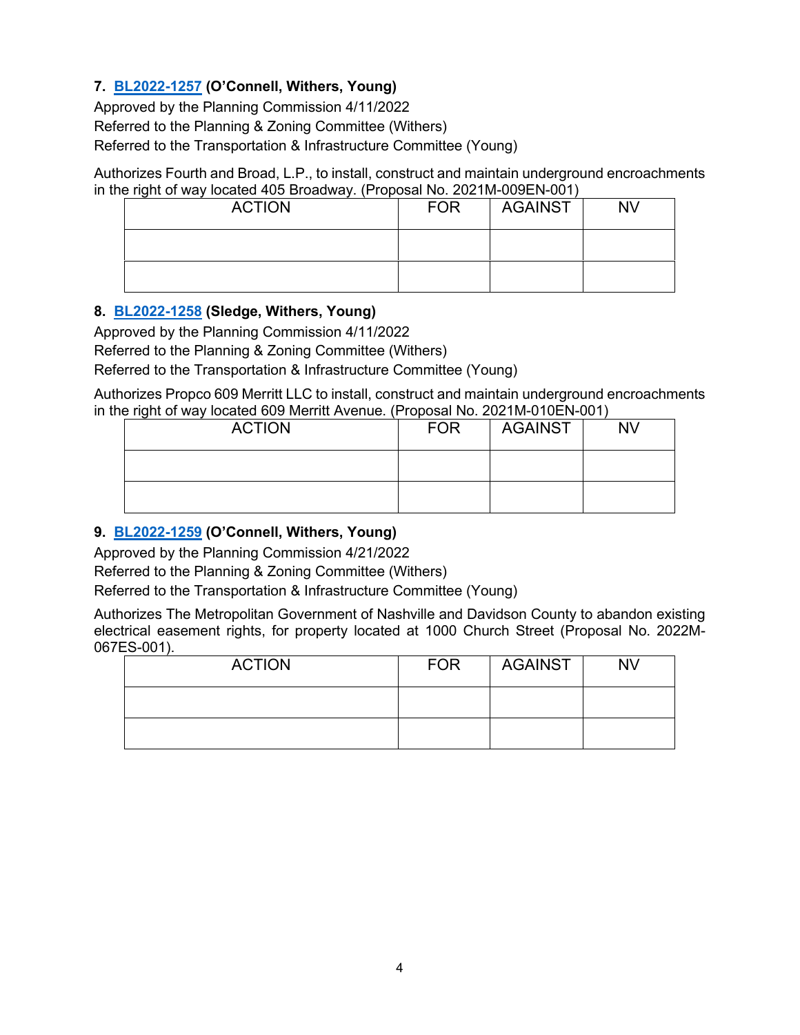**7. [BL2022-1257](BL2022-1257) (O'Connell, Withers, Young)**
Approved by the Planning Commission 4/11/2022
Referred to the Planning & Zoning Committee (Withers)
Referred to the Transportation & Infrastructure Committee (Young)

Authorizes Fourth and Broad, L.P., to install, construct and maintain underground encroachments in the right of way located 405 Broadway. (Proposal No. 2021M-009EN-001)

| ACTION | FOR | AGAINST | NV |
|---|---|---|---|
| | | | |
| | | | |

**8. [BL2022-1258](BL2022-1258) (Sledge, Withers, Young)**
Approved by the Planning Commission 4/11/2022
Referred to the Planning & Zoning Committee (Withers)
Referred to the Transportation & Infrastructure Committee (Young)

Authorizes Propco 609 Merritt LLC to install, construct and maintain underground encroachments in the right of way located 609 Merritt Avenue. (Proposal No. 2021M-010EN-001)

| ACTION | FOR | AGAINST | NV |
|---|---|---|---|
| | | | |
| | | | |

**9. [BL2022-1259](BL2022-1259) (O'Connell, Withers, Young)**
Approved by the Planning Commission 4/21/2022
Referred to the Planning & Zoning Committee (Withers)
Referred to the Transportation & Infrastructure Committee (Young)

Authorizes The Metropolitan Government of Nashville and Davidson County to abandon existing electrical easement rights, for property located at 1000 Church Street (Proposal No. 2022M-067ES-001).

| ACTION | FOR | AGAINST | NV |
|---|---|---|---|
| | | | |
| | | | |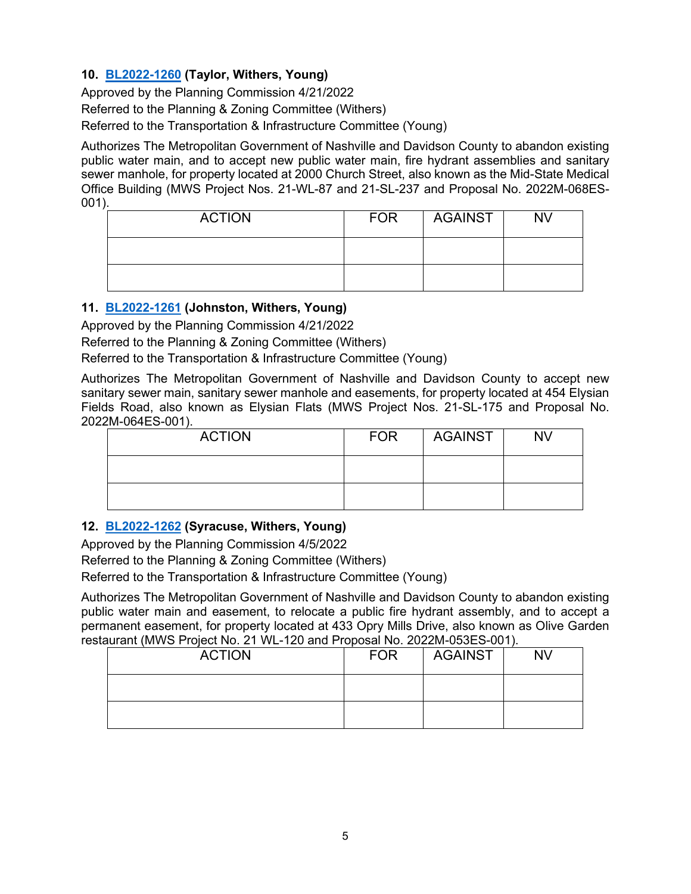**10. [BL2022-1260](BL2022-1260) (Taylor, Withers, Young)**

Approved by the Planning Commission 4/21/2022

Referred to the Planning & Zoning Committee (Withers)

Referred to the Transportation & Infrastructure Committee (Young)

Authorizes The Metropolitan Government of Nashville and Davidson County to abandon existing public water main, and to accept new public water main, fire hydrant assemblies and sanitary sewer manhole, for property located at 2000 Church Street, also known as the Mid-State Medical Office Building (MWS Project Nos. 21-WL-87 and 21-SL-237 and Proposal No. 2022M-068ES-001).

| ACTION | FOR | AGAINST | NV |
|---|---|---|---|
| | | | |
| | | | |

**11. [BL2022-1261](BL2022-1261) (Johnston, Withers, Young)**

Approved by the Planning Commission 4/21/2022

Referred to the Planning & Zoning Committee (Withers)

Referred to the Transportation & Infrastructure Committee (Young)

Authorizes The Metropolitan Government of Nashville and Davidson County to accept new sanitary sewer main, sanitary sewer manhole and easements, for property located at 454 Elysian Fields Road, also known as Elysian Flats (MWS Project Nos. 21-SL-175 and Proposal No. 2022M-064ES-001).

| ACTION | FOR | AGAINST | NV |
|---|---|---|---|
| | | | |
| | | | |

**12. [BL2022-1262](BL2022-1262) (Syracuse, Withers, Young)**

Approved by the Planning Commission 4/5/2022

Referred to the Planning & Zoning Committee (Withers)

Referred to the Transportation & Infrastructure Committee (Young)

Authorizes The Metropolitan Government of Nashville and Davidson County to abandon existing public water main and easement, to relocate a public fire hydrant assembly, and to accept a permanent easement, for property located at 433 Opry Mills Drive, also known as Olive Garden restaurant (MWS Project No. 21 WL-120 and Proposal No. 2022M-053ES-001).

| ACTION | FOR | AGAINST | NV |
|---|---|---|---|
| | | | |
| | | | |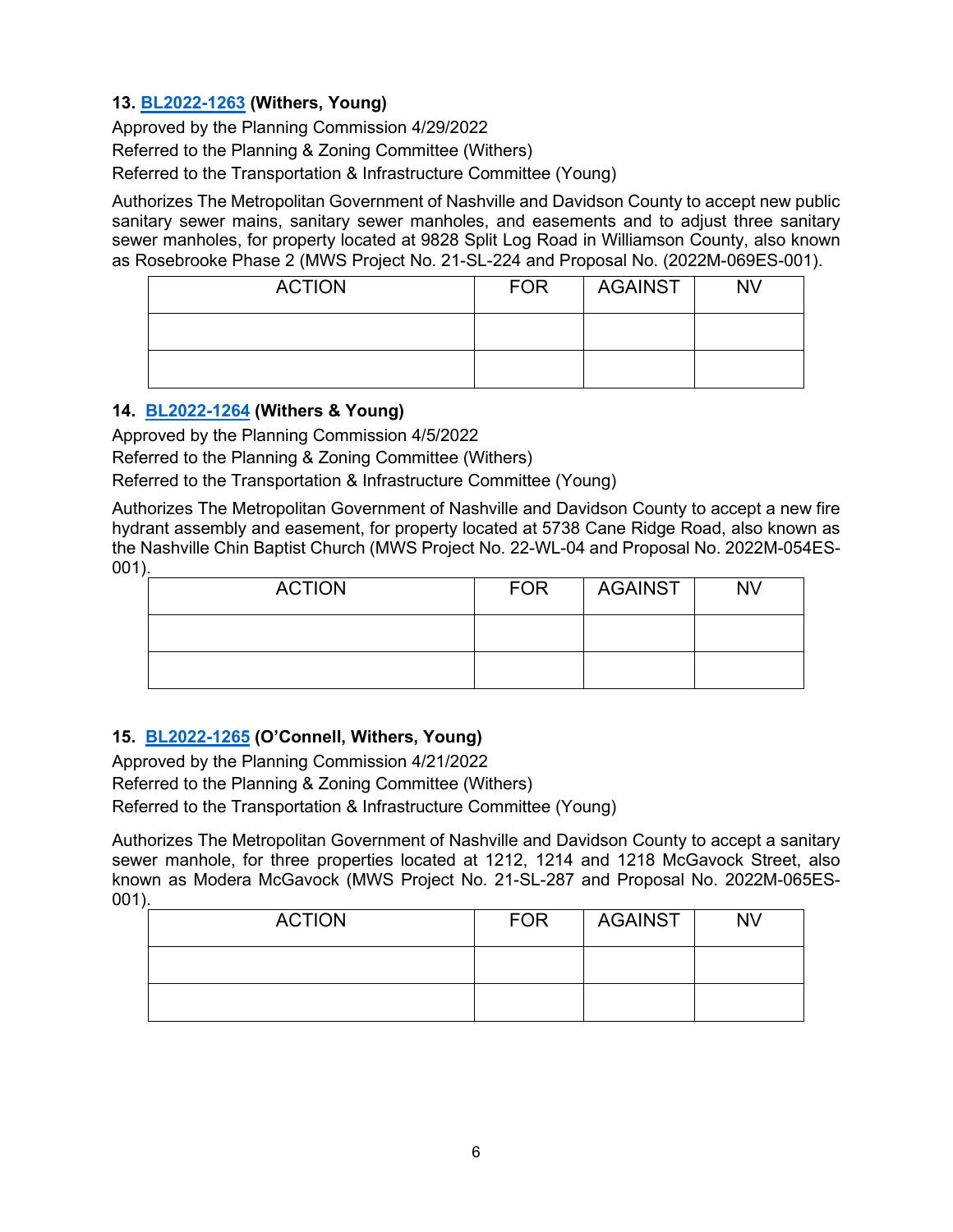**13. BL2022-1263 (Withers, Young)**

Approved by the Planning Commission 4/29/2022
Referred to the Planning & Zoning Committee (Withers)
Referred to the Transportation & Infrastructure Committee (Young)

Authorizes The Metropolitan Government of Nashville and Davidson County to accept new public sanitary sewer mains, sanitary sewer manholes, and easements and to adjust three sanitary sewer manholes, for property located at 9828 Split Log Road in Williamson County, also known as Rosebrooke Phase 2 (MWS Project No. 21-SL-224 and Proposal No. (2022M-069ES-001).

| ACTION | FOR | AGAINST | NV |
|---|---|---|---|
| | | | |
| | | | |

**14. BL2022-1264 (Withers & Young)**

Approved by the Planning Commission 4/5/2022
Referred to the Planning & Zoning Committee (Withers)
Referred to the Transportation & Infrastructure Committee (Young)

Authorizes The Metropolitan Government of Nashville and Davidson County to accept a new fire hydrant assembly and easement, for property located at 5738 Cane Ridge Road, also known as the Nashville Chin Baptist Church (MWS Project No. 22-WL-04 and Proposal No. 2022M-054ES-001).

| ACTION | FOR | AGAINST | NV |
|---|---|---|---|
| | | | |
| | | | |

**15. BL2022-1265 (O'Connell, Withers, Young)**

Approved by the Planning Commission 4/21/2022
Referred to the Planning & Zoning Committee (Withers)
Referred to the Transportation & Infrastructure Committee (Young)

Authorizes The Metropolitan Government of Nashville and Davidson County to accept a sanitary sewer manhole, for three properties located at 1212, 1214 and 1218 McGavock Street, also known as Modera McGavock (MWS Project No. 21-SL-287 and Proposal No. 2022M-065ES-001).

| ACTION | FOR | AGAINST | NV |
|---|---|---|---|
| | | | |
| | | | |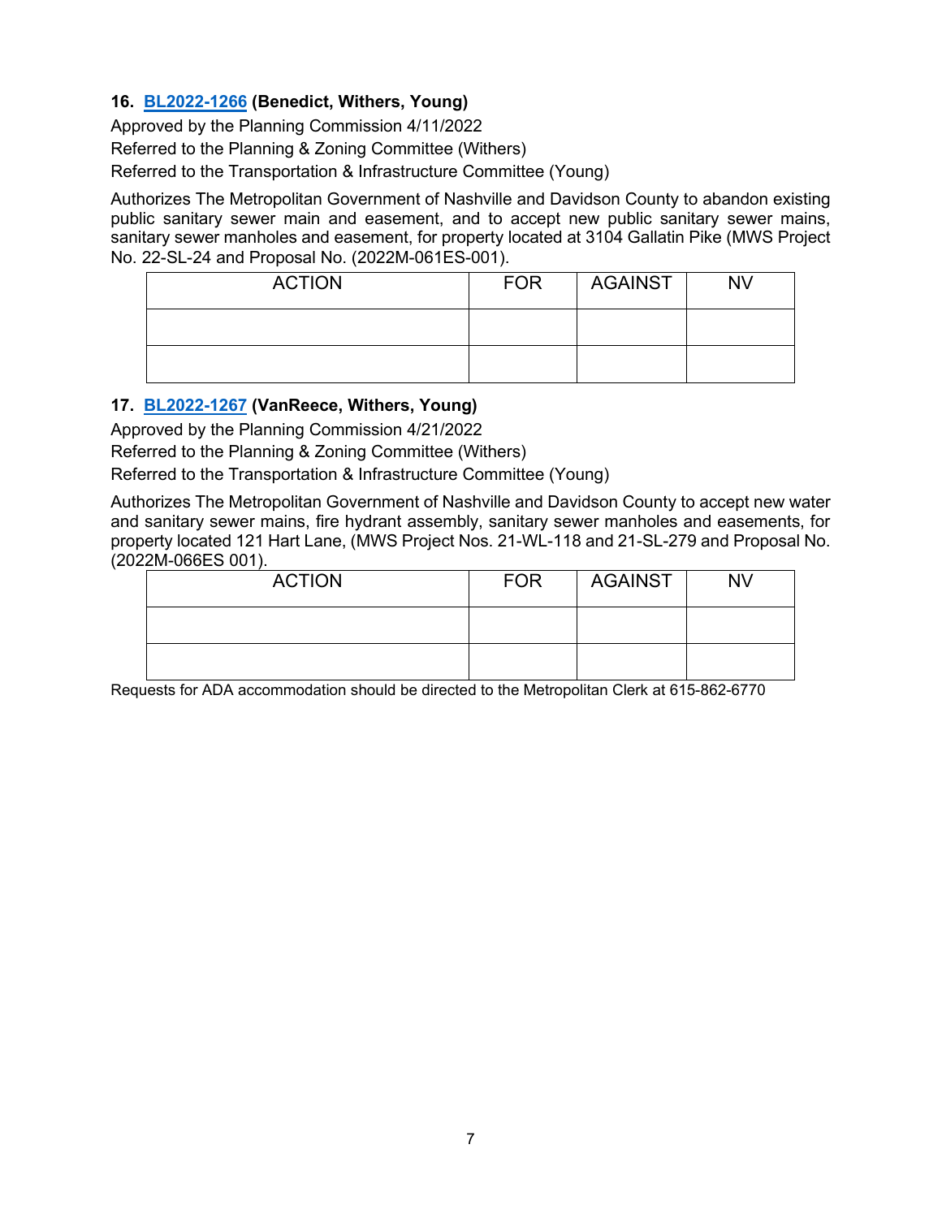**16. [BL2022-1266](BL2022-1266) (Benedict, Withers, Young)**

Approved by the Planning Commission 4/11/2022
Referred to the Planning & Zoning Committee (Withers)
Referred to the Transportation & Infrastructure Committee (Young)

Authorizes The Metropolitan Government of Nashville and Davidson County to abandon existing public sanitary sewer main and easement, and to accept new public sanitary sewer mains, sanitary sewer manholes and easement, for property located at 3104 Gallatin Pike (MWS Project No. 22-SL-24 and Proposal No. (2022M-061ES-001).

| ACTION | FOR | AGAINST | NV |
|---|---|---|---|
| | | | |
| | | | |

**17. [BL2022-1267](BL2022-1267) (VanReece, Withers, Young)**

Approved by the Planning Commission 4/21/2022
Referred to the Planning & Zoning Committee (Withers)
Referred to the Transportation & Infrastructure Committee (Young)

Authorizes The Metropolitan Government of Nashville and Davidson County to accept new water and sanitary sewer mains, fire hydrant assembly, sanitary sewer manholes and easements, for property located 121 Hart Lane, (MWS Project Nos. 21-WL-118 and 21-SL-279 and Proposal No. (2022M-066ES 001).

| ACTION | FOR | AGAINST | NV |
|---|---|---|---|
| | | | |
| | | | |

Requests for ADA accommodation should be directed to the Metropolitan Clerk at 615-862-6770